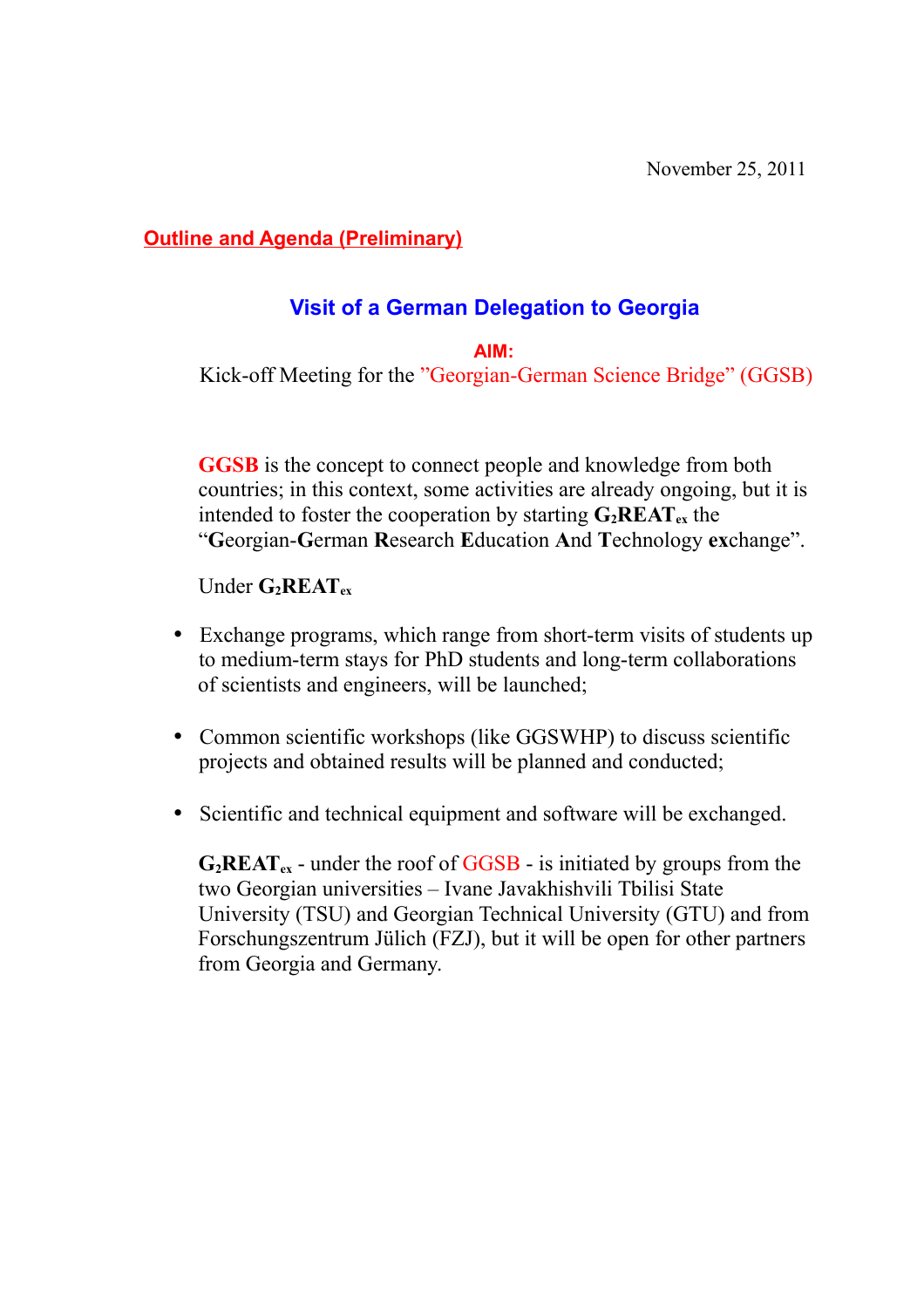November 25, 2011

## Outline and Agenda (Preliminary)

# Visit of a German Delegation to Georgia

**AIM:**

Kick-off Meeting for the ”Georgian-German Science Bridge” (GGSB)

**GGSB** is the concept to connect people and knowledge from both countries; in this context, some activities are already ongoing, but it is intended to foster the cooperation by starting $\mathbf{G_2REAT_{ex}}$ the “**G**eorgian-**G**erman **R**esearch **E**ducation **A**nd **T**echnology **ex**change”.

Under $\mathbf{G_2REAT_{ex}}$

- Exchange programs, which range from short-term visits of students up to medium-term stays for PhD students and long-term collaborations of scientists and engineers, will be launched;
- Common scientific workshops (like GGSWHP) to discuss scientific projects and obtained results will be planned and conducted;
- Scientific and technical equipment and software will be exchanged.

$\mathbf{G_2REAT_{ex}}$ - under the roof of GGSB - is initiated by groups from the two Georgian universities – Ivane Javakhishvili Tbilisi State University (TSU) and Georgian Technical University (GTU) and from Forschungszentrum Jülich (FZJ), but it will be open for other partners from Georgia and Germany.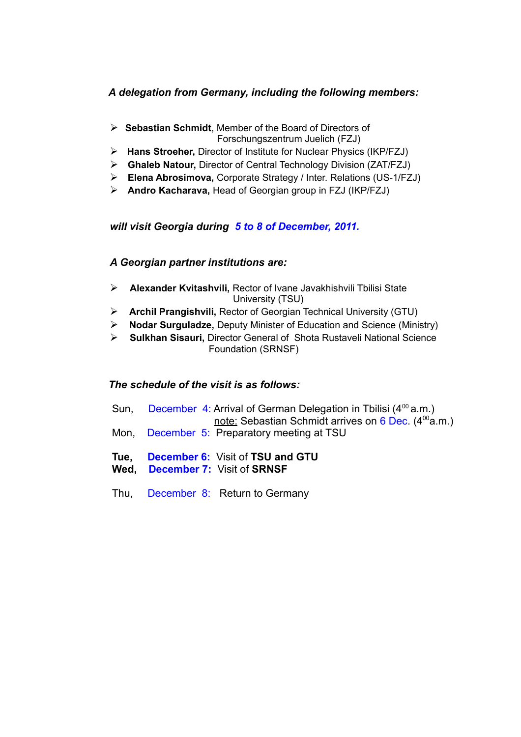***A delegation from Germany, including the following members:***

- **Sebastian Schmidt**, Member of the Board of Directors of Forschungszentrum Juelich (FZJ)
- **Hans Stroeher,** Director of Institute for Nuclear Physics (IKP/FZJ)
- **Ghaleb Natour,** Director of Central Technology Division (ZAT/FZJ)
- **Elena Abrosimova,** Corporate Strategy / Inter. Relations (US-1/FZJ)
- **Andro Kacharava,** Head of Georgian group in FZJ (IKP/FZJ)

***will visit Georgia during 5 to 8 of December, 2011.***

***A Georgian partner institutions are:***

- **Alexander Kvitashvili,** Rector of Ivane Javakhishvili Tbilisi State University (TSU)
- **Archil Prangishvili,** Rector of Georgian Technical University (GTU)
- **Nodar Surguladze,** Deputy Minister of Education and Science (Ministry)
- **Sulkhan Sisauri,** Director General of Shota Rustaveli National Science Foundation (SRNSF)

***The schedule of the visit is as follows:***

Sun, December 4: Arrival of German Delegation in Tbilisi ($4^{00}$ a.m.)
note: Sebastian Schmidt arrives on 6 Dec. ($4^{00}$a.m.)

Mon, December 5: Preparatory meeting at TSU

**Tue, December 6:** Visit of **TSU and GTU**

**Wed, December 7:** Visit of **SRNSF**

Thu, December 8: Return to Germany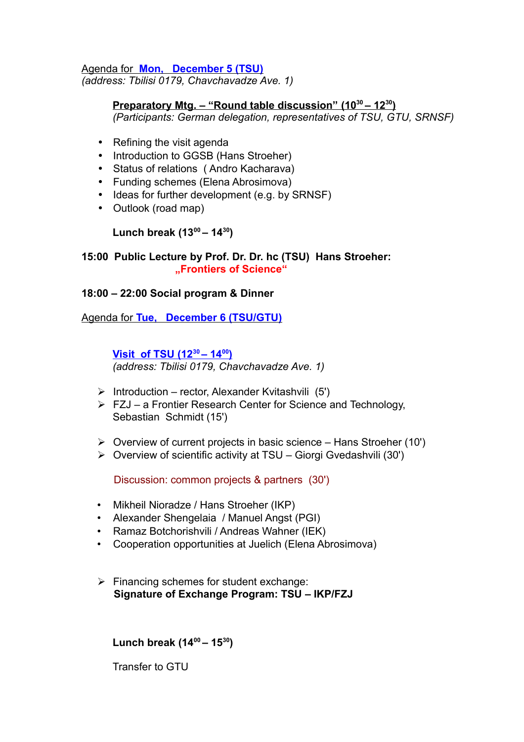Agenda for **Mon, December 5 (TSU)**
*(address: Tbilisi 0179, Chavchavadze Ave. 1)*

**Preparatory Mtg. – "Round table discussion" ($10^{30}$ – $12^{30}$)**
*(Participants: German delegation, representatives of TSU, GTU, SRNSF)*

- Refining the visit agenda
- Introduction to GGSB (Hans Stroeher)
- Status of relations ( Andro Kacharava)
- Funding schemes (Elena Abrosimova)
- Ideas for further development (e.g. by SRNSF)
- Outlook (road map)

**Lunch break ($13^{00}$ – $14^{30}$)**

**15:00 Public Lecture by Prof. Dr. Dr. hc (TSU) Hans Stroeher:**
**„Frontiers of Science"**

**18:00 – 22:00 Social program & Dinner**

Agenda for **Tue, December 6 (TSU/GTU)**

**Visit of TSU ($12^{30}$ – $14^{00}$)**
*(address: Tbilisi 0179, Chavchavadze Ave. 1)*

- Introduction – rector, Alexander Kvitashvili (5')
- FZJ – a Frontier Research Center for Science and Technology, Sebastian Schmidt (15')

- Overview of current projects in basic science – Hans Stroeher (10')
- Overview of scientific activity at TSU – Giorgi Gvedashvili (30')

Discussion: common projects & partners (30')

- Mikheil Nioradze / Hans Stroeher (IKP)
- Alexander Shengelaia / Manuel Angst (PGI)
- Ramaz Botchorishvili / Andreas Wahner (IEK)
- Cooperation opportunities at Juelich (Elena Abrosimova)

- Financing schemes for student exchange:
  **Signature of Exchange Program: TSU – IKP/FZJ**

**Lunch break ($14^{00}$ – $15^{30}$)**

Transfer to GTU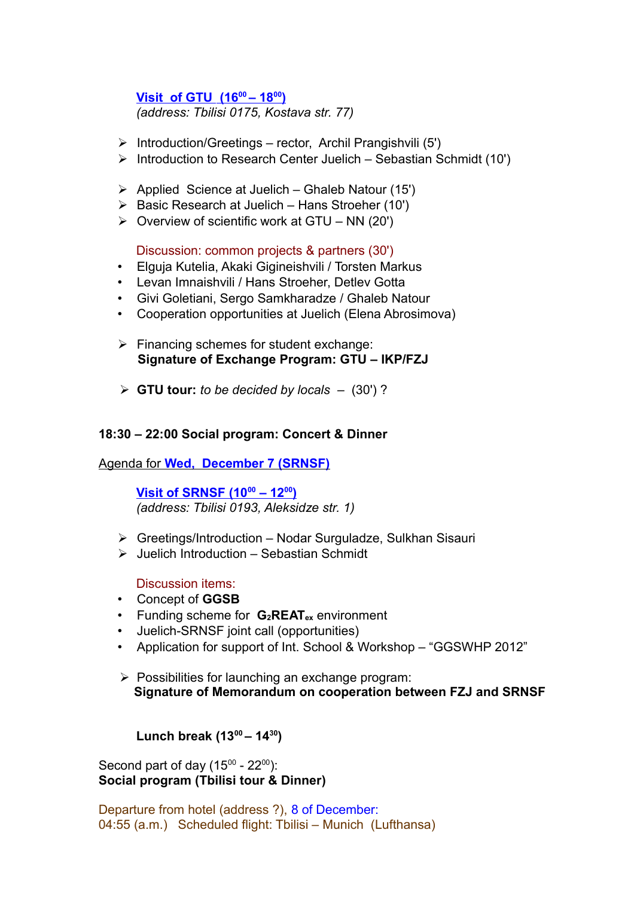**Visit of GTU ($16^{00}$ – $18^{00}$)**
*(address: Tbilisi 0175, Kostava str. 77)*

- Introduction/Greetings – rector, Archil Prangishvili (5')
- Introduction to Research Center Juelich – Sebastian Schmidt (10')

- Applied Science at Juelich – Ghaleb Natour (15')
- Basic Research at Juelich – Hans Stroeher (10')
- Overview of scientific work at GTU – NN (20')

Discussion: common projects & partners (30')

- Elguja Kutelia, Akaki Gigineishvili / Torsten Markus
- Levan Imnaishvili / Hans Stroeher, Detlev Gotta
- Givi Goletiani, Sergo Samkharadze / Ghaleb Natour
- Cooperation opportunities at Juelich (Elena Abrosimova)

- Financing schemes for student exchange:
  **Signature of Exchange Program: GTU – IKP/FZJ**

- **GTU tour:** *to be decided by locals* – (30') ?

**18:30 – 22:00 Social program: Concert & Dinner**

Agenda for **Wed, December 7 (SRNSF)**

**Visit of SRNSF ($10^{00}$ – $12^{00}$)**
*(address: Tbilisi 0193, Aleksidze str. 1)*

- Greetings/Introduction – Nodar Surguladze, Sulkhan Sisauri
- Juelich Introduction – Sebastian Schmidt

Discussion items:

- Concept of **GGSB**
- Funding scheme for **$G_2REAT_{ex}$** environment
- Juelich-SRNSF joint call (opportunities)
- Application for support of Int. School & Workshop – "GGSWHP 2012"

- Possibilities for launching an exchange program:
  **Signature of Memorandum on cooperation between FZJ and SRNSF**

**Lunch break ($13^{00}$ – $14^{30}$)**

Second part of day ($15^{00}$ - $22^{00}$):
**Social program (Tbilisi tour & Dinner)**

Departure from hotel (address ?), 8 of December:
04:55 (a.m.) Scheduled flight: Tbilisi – Munich (Lufthansa)